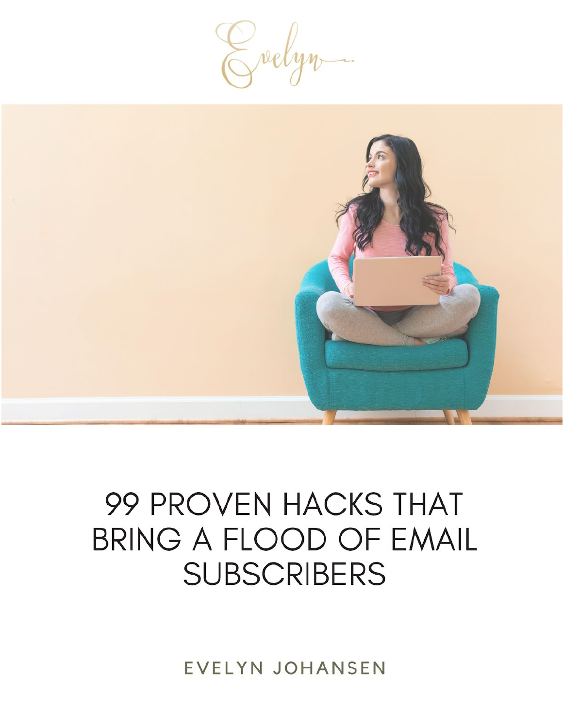Evelyn

# 99 PROVEN HACKS THAT BRING A FLOOD OF EMAIL SUBSCRIBERS

EVELYN JOHANSEN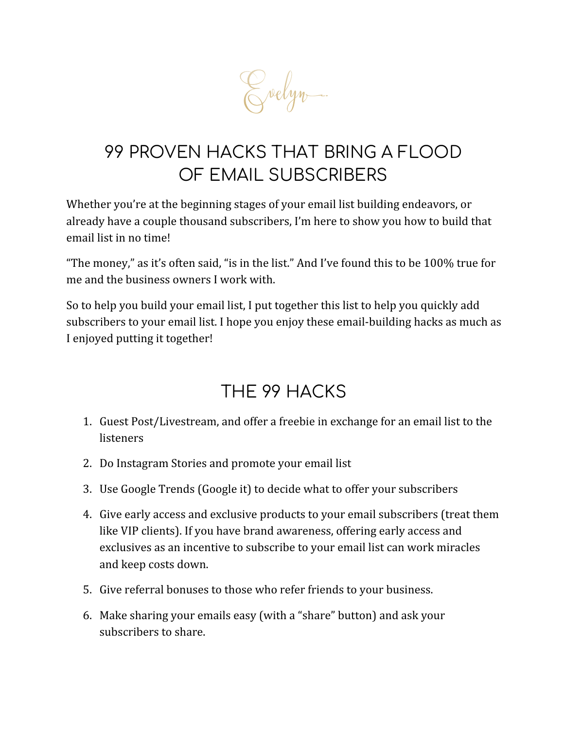Evelyn

# 99 PROVEN HACKS THAT BRING A FLOOD OF EMAIL SUBSCRIBERS

Whether you're at the beginning stages of your email list building endeavors, or already have a couple thousand subscribers, I'm here to show you how to build that email list in no time!

"The money," as it's often said, "is in the list." And I've found this to be 100% true for me and the business owners I work with.

So to help you build your email list, I put together this list to help you quickly add subscribers to your email list. I hope you enjoy these email-building hacks as much as I enjoyed putting it together!

## THE 99 HACKS

1. Guest Post/Livestream, and offer a freebie in exchange for an email list to the listeners
2. Do Instagram Stories and promote your email list
3. Use Google Trends (Google it) to decide what to offer your subscribers
4. Give early access and exclusive products to your email subscribers (treat them like VIP clients). If you have brand awareness, offering early access and exclusives as an incentive to subscribe to your email list can work miracles and keep costs down.
5. Give referral bonuses to those who refer friends to your business.
6. Make sharing your emails easy (with a "share" button) and ask your subscribers to share.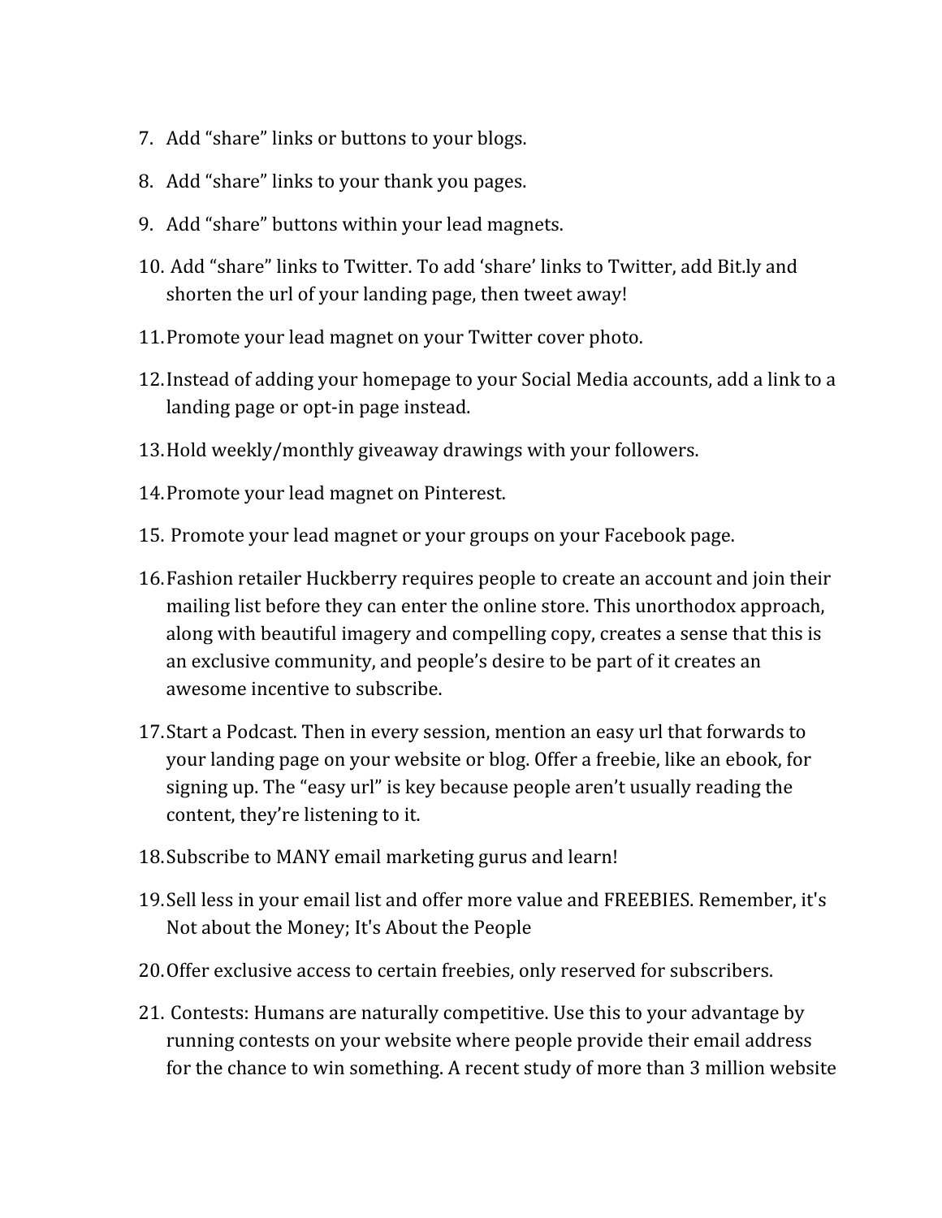7. Add "share" links or buttons to your blogs.
8. Add "share" links to your thank you pages.
9. Add "share" buttons within your lead magnets.
10. Add "share" links to Twitter. To add 'share' links to Twitter, add Bit.ly and shorten the url of your landing page, then tweet away!
11. Promote your lead magnet on your Twitter cover photo.
12. Instead of adding your homepage to your Social Media accounts, add a link to a landing page or opt-in page instead.
13. Hold weekly/monthly giveaway drawings with your followers.
14. Promote your lead magnet on Pinterest.
15. Promote your lead magnet or your groups on your Facebook page.
16. Fashion retailer Huckberry requires people to create an account and join their mailing list before they can enter the online store. This unorthodox approach, along with beautiful imagery and compelling copy, creates a sense that this is an exclusive community, and people's desire to be part of it creates an awesome incentive to subscribe.
17. Start a Podcast. Then in every session, mention an easy url that forwards to your landing page on your website or blog. Offer a freebie, like an ebook, for signing up. The "easy url" is key because people aren't usually reading the content, they're listening to it.
18. Subscribe to MANY email marketing gurus and learn!
19. Sell less in your email list and offer more value and FREEBIES. Remember, it's Not about the Money; It's About the People
20. Offer exclusive access to certain freebies, only reserved for subscribers.
21. Contests: Humans are naturally competitive. Use this to your advantage by running contests on your website where people provide their email address for the chance to win something. A recent study of more than 3 million website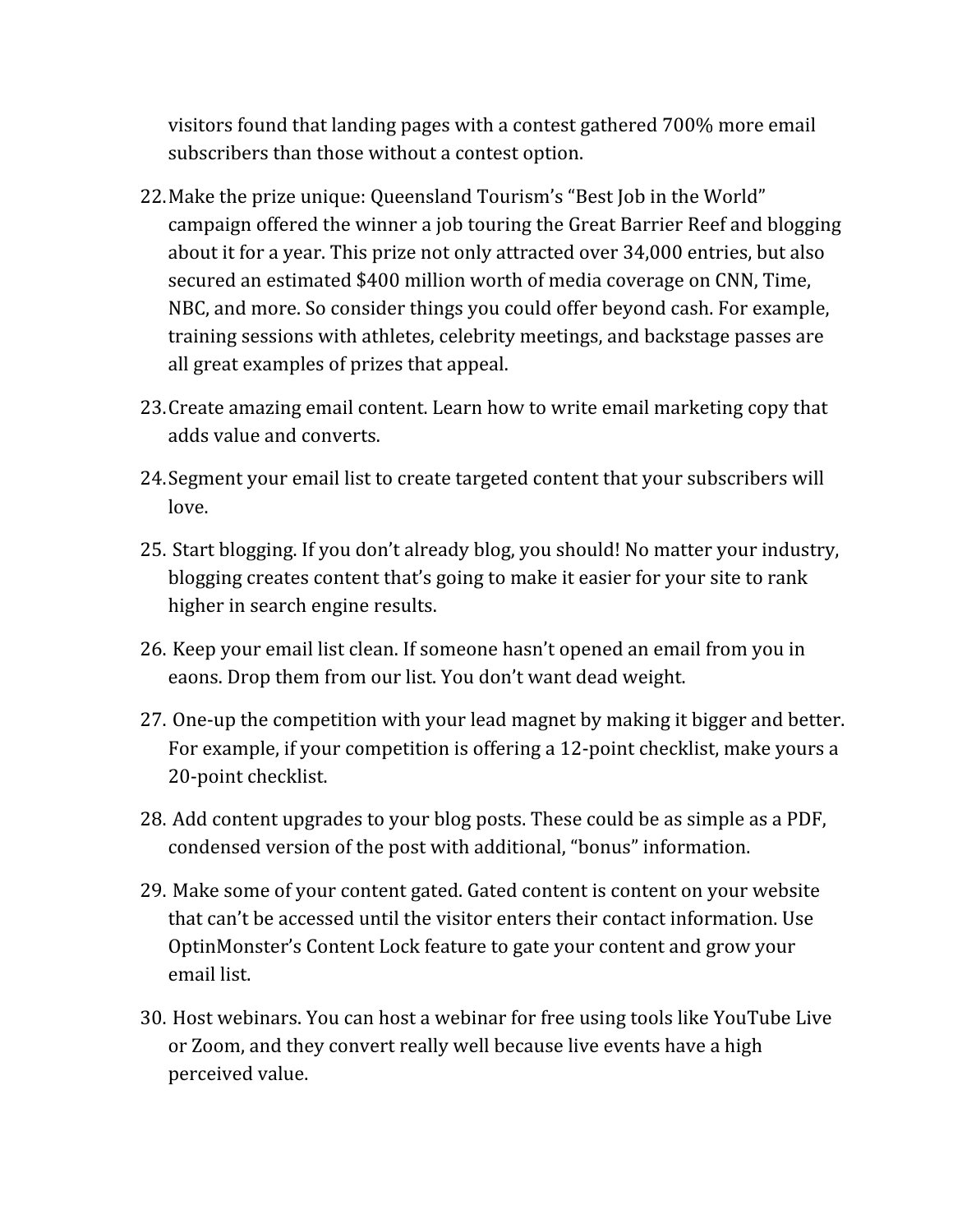visitors found that landing pages with a contest gathered 700% more email subscribers than those without a contest option.

22. Make the prize unique: Queensland Tourism's "Best Job in the World" campaign offered the winner a job touring the Great Barrier Reef and blogging about it for a year. This prize not only attracted over 34,000 entries, but also secured an estimated $400 million worth of media coverage on CNN, Time, NBC, and more. So consider things you could offer beyond cash. For example, training sessions with athletes, celebrity meetings, and backstage passes are all great examples of prizes that appeal.
23. Create amazing email content. Learn how to write email marketing copy that adds value and converts.
24. Segment your email list to create targeted content that your subscribers will love.
25. Start blogging. If you don't already blog, you should! No matter your industry, blogging creates content that's going to make it easier for your site to rank higher in search engine results.
26. Keep your email list clean. If someone hasn't opened an email from you in eaons. Drop them from our list. You don't want dead weight.
27. One-up the competition with your lead magnet by making it bigger and better. For example, if your competition is offering a 12-point checklist, make yours a 20-point checklist.
28. Add content upgrades to your blog posts. These could be as simple as a PDF, condensed version of the post with additional, "bonus" information.
29. Make some of your content gated. Gated content is content on your website that can't be accessed until the visitor enters their contact information. Use OptinMonster's Content Lock feature to gate your content and grow your email list.
30. Host webinars. You can host a webinar for free using tools like YouTube Live or Zoom, and they convert really well because live events have a high perceived value.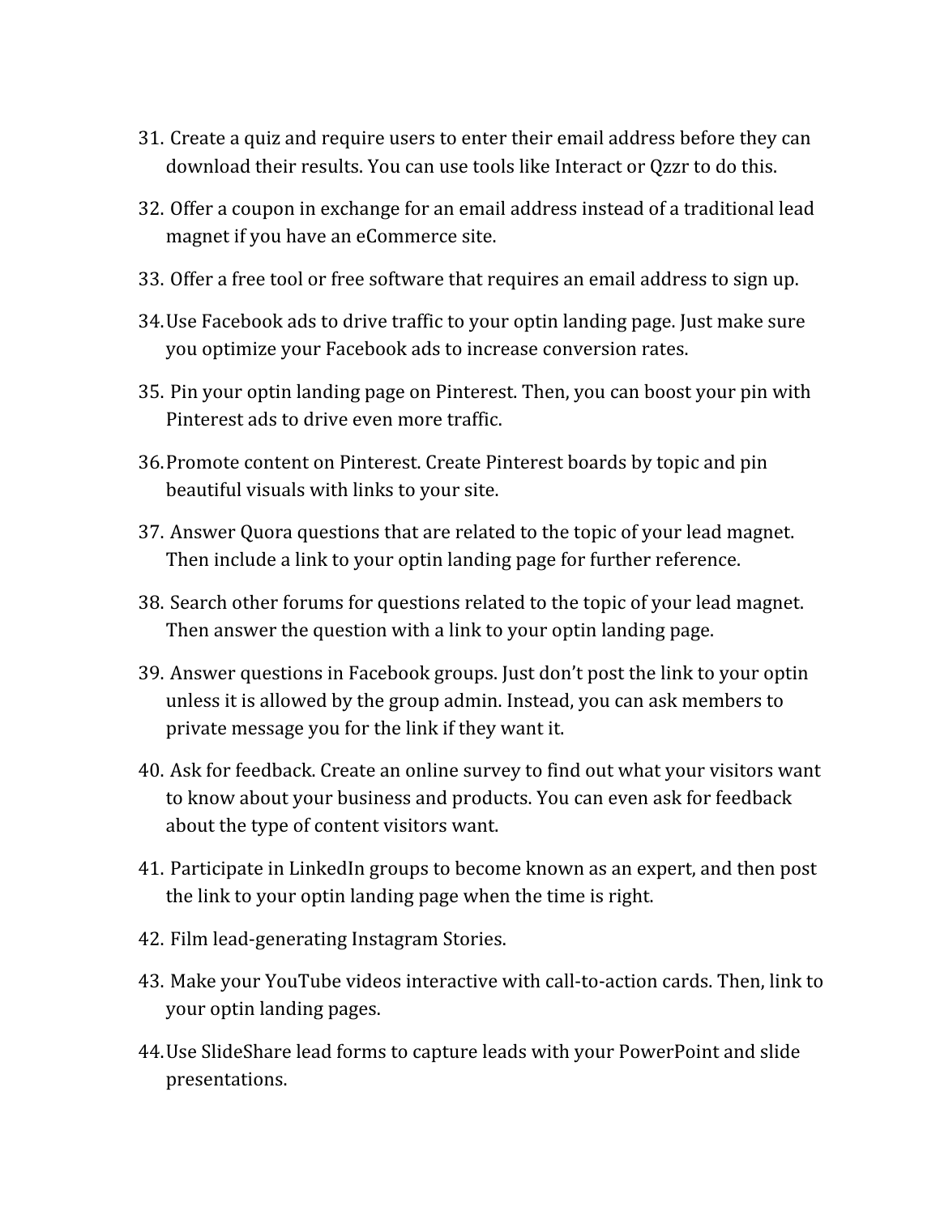31. Create a quiz and require users to enter their email address before they can download their results. You can use tools like Interact or Qzzr to do this.
32. Offer a coupon in exchange for an email address instead of a traditional lead magnet if you have an eCommerce site.
33. Offer a free tool or free software that requires an email address to sign up.
34. Use Facebook ads to drive traffic to your optin landing page. Just make sure you optimize your Facebook ads to increase conversion rates.
35. Pin your optin landing page on Pinterest. Then, you can boost your pin with Pinterest ads to drive even more traffic.
36. Promote content on Pinterest. Create Pinterest boards by topic and pin beautiful visuals with links to your site.
37. Answer Quora questions that are related to the topic of your lead magnet. Then include a link to your optin landing page for further reference.
38. Search other forums for questions related to the topic of your lead magnet. Then answer the question with a link to your optin landing page.
39. Answer questions in Facebook groups. Just don't post the link to your optin unless it is allowed by the group admin. Instead, you can ask members to private message you for the link if they want it.
40. Ask for feedback. Create an online survey to find out what your visitors want to know about your business and products. You can even ask for feedback about the type of content visitors want.
41. Participate in LinkedIn groups to become known as an expert, and then post the link to your optin landing page when the time is right.
42. Film lead-generating Instagram Stories.
43. Make your YouTube videos interactive with call-to-action cards. Then, link to your optin landing pages.
44. Use SlideShare lead forms to capture leads with your PowerPoint and slide presentations.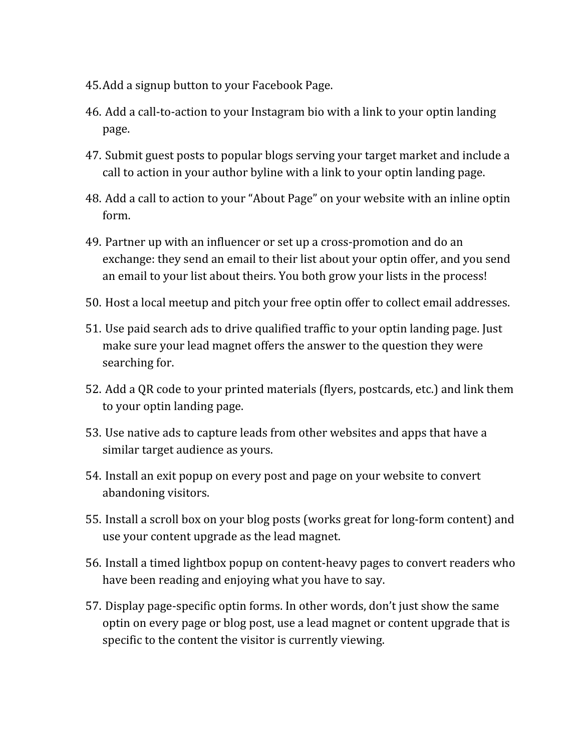45. Add a signup button to your Facebook Page.
46. Add a call-to-action to your Instagram bio with a link to your optin landing page.
47. Submit guest posts to popular blogs serving your target market and include a call to action in your author byline with a link to your optin landing page.
48. Add a call to action to your "About Page" on your website with an inline optin form.
49. Partner up with an influencer or set up a cross-promotion and do an exchange: they send an email to their list about your optin offer, and you send an email to your list about theirs. You both grow your lists in the process!
50. Host a local meetup and pitch your free optin offer to collect email addresses.
51. Use paid search ads to drive qualified traffic to your optin landing page. Just make sure your lead magnet offers the answer to the question they were searching for.
52. Add a QR code to your printed materials (flyers, postcards, etc.) and link them to your optin landing page.
53. Use native ads to capture leads from other websites and apps that have a similar target audience as yours.
54. Install an exit popup on every post and page on your website to convert abandoning visitors.
55. Install a scroll box on your blog posts (works great for long-form content) and use your content upgrade as the lead magnet.
56. Install a timed lightbox popup on content-heavy pages to convert readers who have been reading and enjoying what you have to say.
57. Display page-specific optin forms. In other words, don't just show the same optin on every page or blog post, use a lead magnet or content upgrade that is specific to the content the visitor is currently viewing.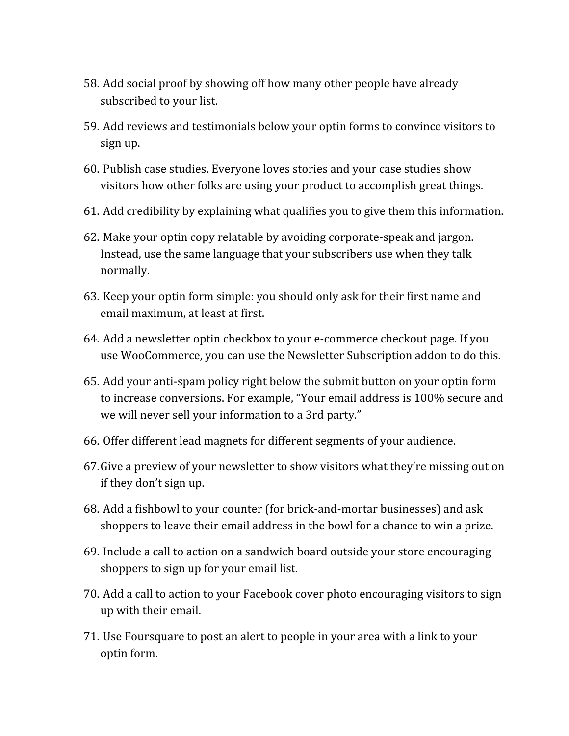58. Add social proof by showing off how many other people have already subscribed to your list.
59. Add reviews and testimonials below your optin forms to convince visitors to sign up.
60. Publish case studies. Everyone loves stories and your case studies show visitors how other folks are using your product to accomplish great things.
61. Add credibility by explaining what qualifies you to give them this information.
62. Make your optin copy relatable by avoiding corporate-speak and jargon. Instead, use the same language that your subscribers use when they talk normally.
63. Keep your optin form simple: you should only ask for their first name and email maximum, at least at first.
64. Add a newsletter optin checkbox to your e-commerce checkout page. If you use WooCommerce, you can use the Newsletter Subscription addon to do this.
65. Add your anti-spam policy right below the submit button on your optin form to increase conversions. For example, "Your email address is 100% secure and we will never sell your information to a 3rd party."
66. Offer different lead magnets for different segments of your audience.
67. Give a preview of your newsletter to show visitors what they're missing out on if they don't sign up.
68. Add a fishbowl to your counter (for brick-and-mortar businesses) and ask shoppers to leave their email address in the bowl for a chance to win a prize.
69. Include a call to action on a sandwich board outside your store encouraging shoppers to sign up for your email list.
70. Add a call to action to your Facebook cover photo encouraging visitors to sign up with their email.
71. Use Foursquare to post an alert to people in your area with a link to your optin form.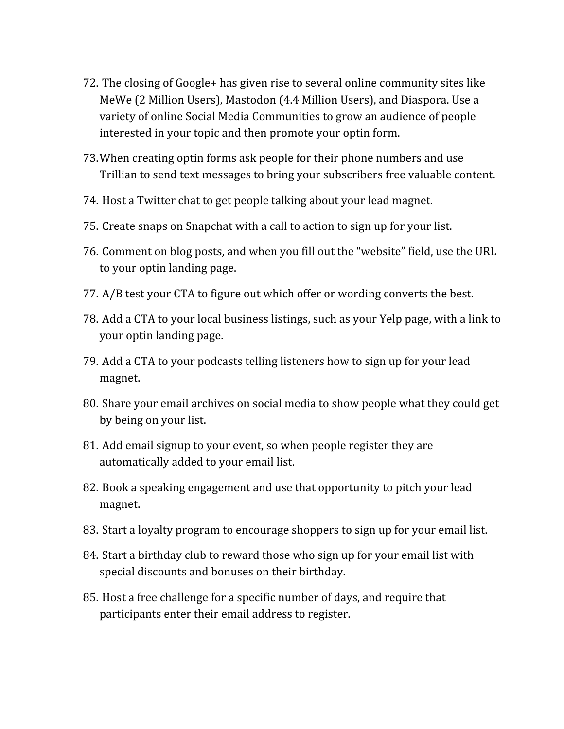72. The closing of Google+ has given rise to several online community sites like MeWe (2 Million Users), Mastodon (4.4 Million Users), and Diaspora. Use a variety of online Social Media Communities to grow an audience of people interested in your topic and then promote your optin form.

73. When creating optin forms ask people for their phone numbers and use Trillian to send text messages to bring your subscribers free valuable content.

74. Host a Twitter chat to get people talking about your lead magnet.

75. Create snaps on Snapchat with a call to action to sign up for your list.

76. Comment on blog posts, and when you fill out the "website" field, use the URL to your optin landing page.

77. A/B test your CTA to figure out which offer or wording converts the best.

78. Add a CTA to your local business listings, such as your Yelp page, with a link to your optin landing page.

79. Add a CTA to your podcasts telling listeners how to sign up for your lead magnet.

80. Share your email archives on social media to show people what they could get by being on your list.

81. Add email signup to your event, so when people register they are automatically added to your email list.

82. Book a speaking engagement and use that opportunity to pitch your lead magnet.

83. Start a loyalty program to encourage shoppers to sign up for your email list.

84. Start a birthday club to reward those who sign up for your email list with special discounts and bonuses on their birthday.

85. Host a free challenge for a specific number of days, and require that participants enter their email address to register.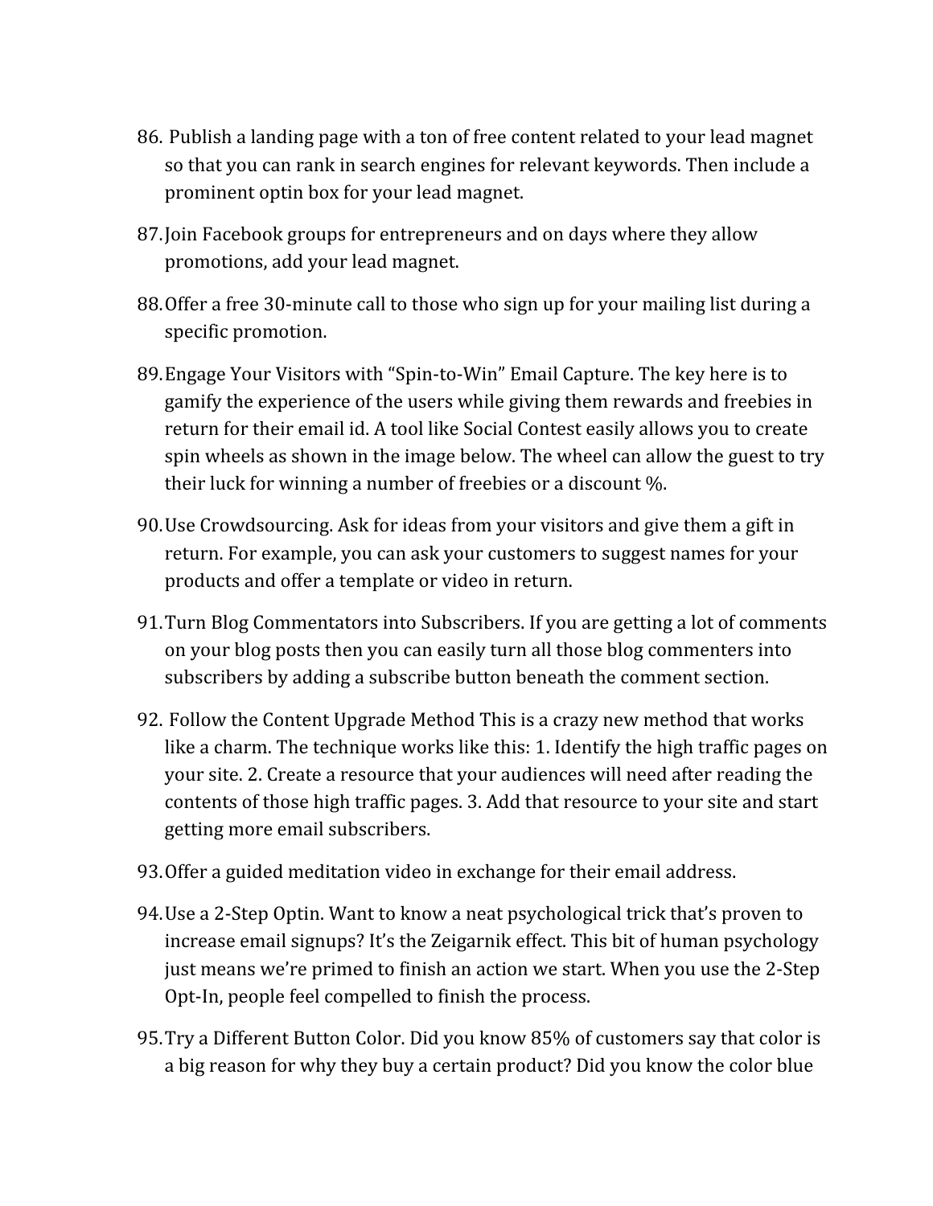86. Publish a landing page with a ton of free content related to your lead magnet so that you can rank in search engines for relevant keywords. Then include a prominent optin box for your lead magnet.
87. Join Facebook groups for entrepreneurs and on days where they allow promotions, add your lead magnet.
88. Offer a free 30-minute call to those who sign up for your mailing list during a specific promotion.
89. Engage Your Visitors with "Spin-to-Win" Email Capture. The key here is to gamify the experience of the users while giving them rewards and freebies in return for their email id. A tool like Social Contest easily allows you to create spin wheels as shown in the image below. The wheel can allow the guest to try their luck for winning a number of freebies or a discount %.
90. Use Crowdsourcing. Ask for ideas from your visitors and give them a gift in return. For example, you can ask your customers to suggest names for your products and offer a template or video in return.
91. Turn Blog Commentators into Subscribers. If you are getting a lot of comments on your blog posts then you can easily turn all those blog commenters into subscribers by adding a subscribe button beneath the comment section.
92. Follow the Content Upgrade Method This is a crazy new method that works like a charm. The technique works like this: 1. Identify the high traffic pages on your site. 2. Create a resource that your audiences will need after reading the contents of those high traffic pages. 3. Add that resource to your site and start getting more email subscribers.
93. Offer a guided meditation video in exchange for their email address.
94. Use a 2-Step Optin. Want to know a neat psychological trick that's proven to increase email signups? It's the Zeigarnik effect. This bit of human psychology just means we're primed to finish an action we start. When you use the 2-Step Opt-In, people feel compelled to finish the process.
95. Try a Different Button Color. Did you know 85% of customers say that color is a big reason for why they buy a certain product? Did you know the color blue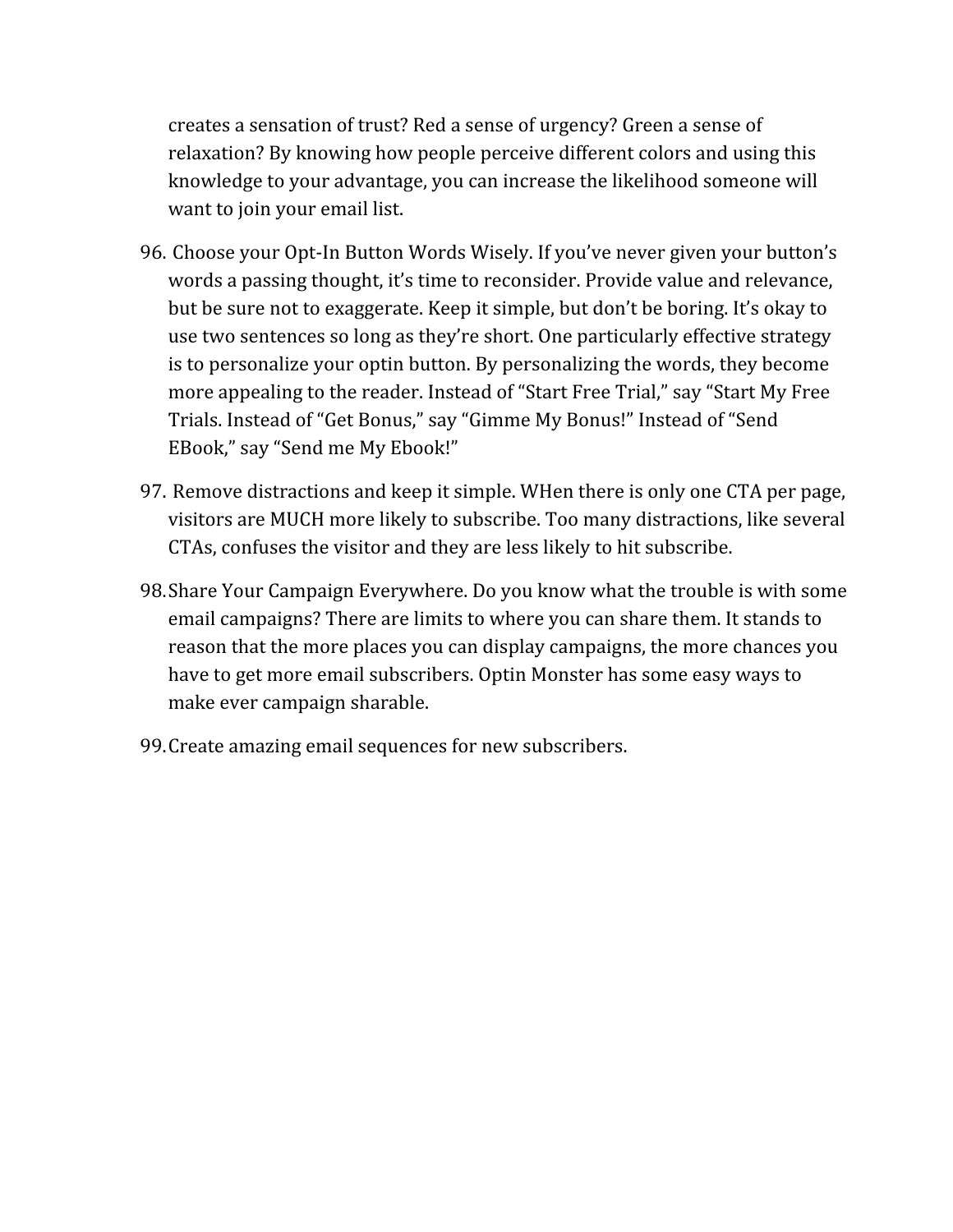creates a sensation of trust? Red a sense of urgency? Green a sense of relaxation? By knowing how people perceive different colors and using this knowledge to your advantage, you can increase the likelihood someone will want to join your email list.

96. Choose your Opt-In Button Words Wisely. If you've never given your button's words a passing thought, it's time to reconsider. Provide value and relevance, but be sure not to exaggerate. Keep it simple, but don't be boring. It's okay to use two sentences so long as they're short. One particularly effective strategy is to personalize your optin button. By personalizing the words, they become more appealing to the reader. Instead of "Start Free Trial," say "Start My Free Trials. Instead of "Get Bonus," say "Gimme My Bonus!" Instead of "Send EBook," say "Send me My Ebook!"

97. Remove distractions and keep it simple. WHen there is only one CTA per page, visitors are MUCH more likely to subscribe. Too many distractions, like several CTAs, confuses the visitor and they are less likely to hit subscribe.

98. Share Your Campaign Everywhere. Do you know what the trouble is with some email campaigns? There are limits to where you can share them. It stands to reason that the more places you can display campaigns, the more chances you have to get more email subscribers. Optin Monster has some easy ways to make ever campaign sharable.

99. Create amazing email sequences for new subscribers.